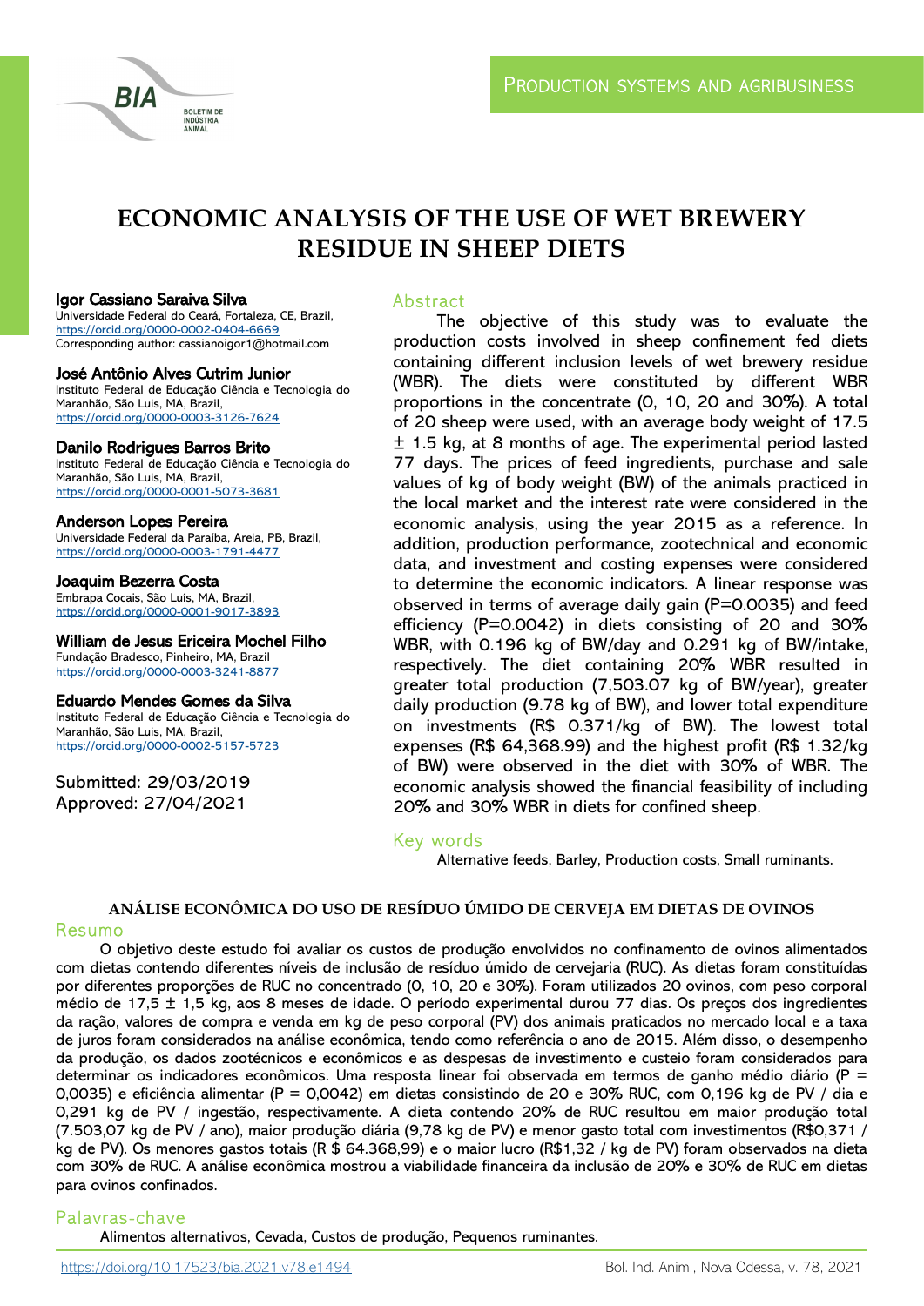PRODUCTION SYSTEMS AND AGRIBUSINESS

# ECONOMIC ANALYSIS OF THE USE OF WET BREWERY RESIDUE IN SHEEP DIETS

**Igor Cassiano Saraiva Silva**
Universidade Federal do Ceará, Fortaleza, CE, Brazil,
https://orcid.org/0000-0002-0404-6669
Corresponding author: cassianoigor1@hotmail.com

**José Antônio Alves Cutrim Junior**
Instituto Federal de Educação Ciência e Tecnologia do Maranhão, São Luis, MA, Brazil,
https://orcid.org/0000-0003-3126-7624

**Danilo Rodrigues Barros Brito**
Instituto Federal de Educação Ciência e Tecnologia do Maranhão, São Luis, MA, Brazil,
https://orcid.org/0000-0001-5073-3681

**Anderson Lopes Pereira**
Universidade Federal da Paraíba, Areia, PB, Brazil,
https://orcid.org/0000-0003-1791-4477

**Joaquim Bezerra Costa**
Embrapa Cocais, São Luís, MA, Brazil,
https://orcid.org/0000-0001-9017-3893

**William de Jesus Ericeira Mochel Filho**
Fundação Bradesco, Pinheiro, MA, Brazil
https://orcid.org/0000-0003-3241-8877

**Eduardo Mendes Gomes da Silva**
Instituto Federal de Educação Ciência e Tecnologia do Maranhão, São Luis, MA, Brazil,
https://orcid.org/0000-0002-5157-5723

Submitted: 29/03/2019
Approved: 27/04/2021

## Abstract

The objective of this study was to evaluate the production costs involved in sheep confinement fed diets containing different inclusion levels of wet brewery residue (WBR). The diets were constituted by different WBR proportions in the concentrate (0, 10, 20 and 30%). A total of 20 sheep were used, with an average body weight of 17.5 ± 1.5 kg, at 8 months of age. The experimental period lasted 77 days. The prices of feed ingredients, purchase and sale values of kg of body weight (BW) of the animals practiced in the local market and the interest rate were considered in the economic analysis, using the year 2015 as a reference. In addition, production performance, zootechnical and economic data, and investment and costing expenses were considered to determine the economic indicators. A linear response was observed in terms of average daily gain (P=0.0035) and feed efficiency (P=0.0042) in diets consisting of 20 and 30% WBR, with 0.196 kg of BW/day and 0.291 kg of BW/intake, respectively. The diet containing 20% WBR resulted in greater total production (7,503.07 kg of BW/year), greater daily production (9.78 kg of BW), and lower total expenditure on investments (R$ 0.371/kg of BW). The lowest total expenses (R$ 64,368.99) and the highest profit (R$ 1.32/kg of BW) were observed in the diet with 30% of WBR. The economic analysis showed the financial feasibility of including 20% and 30% WBR in diets for confined sheep.

## Key words

Alternative feeds, Barley, Production costs, Small ruminants.

### ANÁLISE ECONÔMICA DO USO DE RESÍDUO ÚMIDO DE CERVEJA EM DIETAS DE OVINOS

## Resumo

O objetivo deste estudo foi avaliar os custos de produção envolvidos no confinamento de ovinos alimentados com dietas contendo diferentes níveis de inclusão de resíduo úmido de cervejaria (RUC). As dietas foram constituídas por diferentes proporções de RUC no concentrado (0, 10, 20 e 30%). Foram utilizados 20 ovinos, com peso corporal médio de 17,5 ± 1,5 kg, aos 8 meses de idade. O período experimental durou 77 dias. Os preços dos ingredientes da ração, valores de compra e venda em kg de peso corporal (PV) dos animais praticados no mercado local e a taxa de juros foram considerados na análise econômica, tendo como referência o ano de 2015. Além disso, o desempenho da produção, os dados zootécnicos e econômicos e as despesas de investimento e custeio foram considerados para determinar os indicadores econômicos. Uma resposta linear foi observada em termos de ganho médio diário (P = 0,0035) e eficiência alimentar (P = 0,0042) em dietas consistindo de 20 e 30% RUC, com 0,196 kg de PV / dia e 0,291 kg de PV / ingestão, respectivamente. A dieta contendo 20% de RUC resultou em maior produção total (7.503,07 kg de PV / ano), maior produção diária (9,78 kg de PV) e menor gasto total com investimentos (R$0,371 / kg de PV). Os menores gastos totais (R $ 64.368,99) e o maior lucro (R$1,32 / kg de PV) foram observados na dieta com 30% de RUC. A análise econômica mostrou a viabilidade financeira da inclusão de 20% e 30% de RUC em dietas para ovinos confinados.

## Palavras-chave

Alimentos alternativos, Cevada, Custos de produção, Pequenos ruminantes.

https://doi.org/10.17523/bia.2021.v78.e1494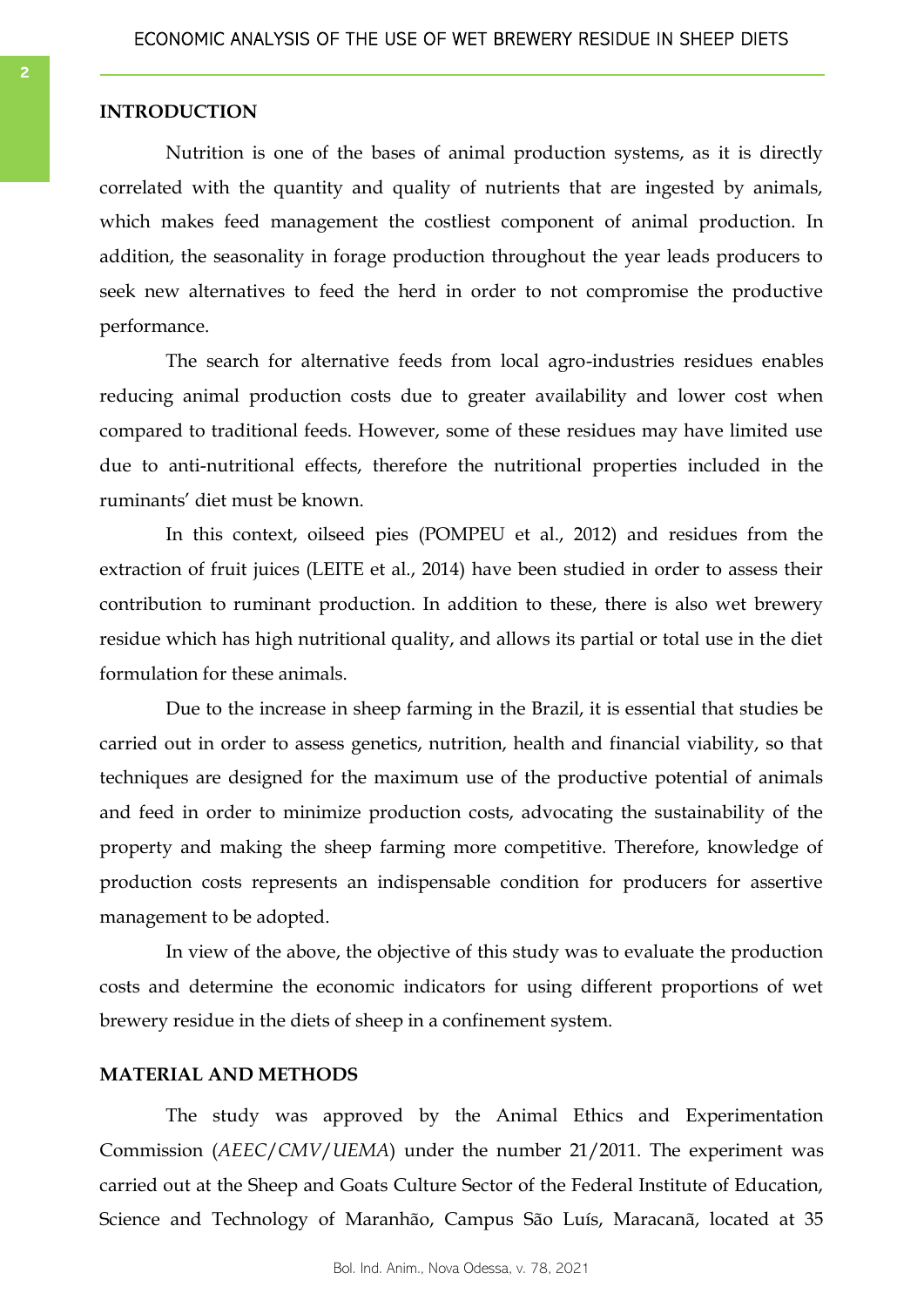## INTRODUCTION

Nutrition is one of the bases of animal production systems, as it is directly correlated with the quantity and quality of nutrients that are ingested by animals, which makes feed management the costliest component of animal production. In addition, the seasonality in forage production throughout the year leads producers to seek new alternatives to feed the herd in order to not compromise the productive performance.

The search for alternative feeds from local agro-industries residues enables reducing animal production costs due to greater availability and lower cost when compared to traditional feeds. However, some of these residues may have limited use due to anti-nutritional effects, therefore the nutritional properties included in the ruminants' diet must be known.

In this context, oilseed pies (POMPEU et al., 2012) and residues from the extraction of fruit juices (LEITE et al., 2014) have been studied in order to assess their contribution to ruminant production. In addition to these, there is also wet brewery residue which has high nutritional quality, and allows its partial or total use in the diet formulation for these animals.

Due to the increase in sheep farming in the Brazil, it is essential that studies be carried out in order to assess genetics, nutrition, health and financial viability, so that techniques are designed for the maximum use of the productive potential of animals and feed in order to minimize production costs, advocating the sustainability of the property and making the sheep farming more competitive. Therefore, knowledge of production costs represents an indispensable condition for producers for assertive management to be adopted.

In view of the above, the objective of this study was to evaluate the production costs and determine the economic indicators for using different proportions of wet brewery residue in the diets of sheep in a confinement system.

## MATERIAL AND METHODS

The study was approved by the Animal Ethics and Experimentation Commission (*AEEC/CMV/UEMA*) under the number 21/2011. The experiment was carried out at the Sheep and Goats Culture Sector of the Federal Institute of Education, Science and Technology of Maranhão, Campus São Luís, Maracanã, located at 35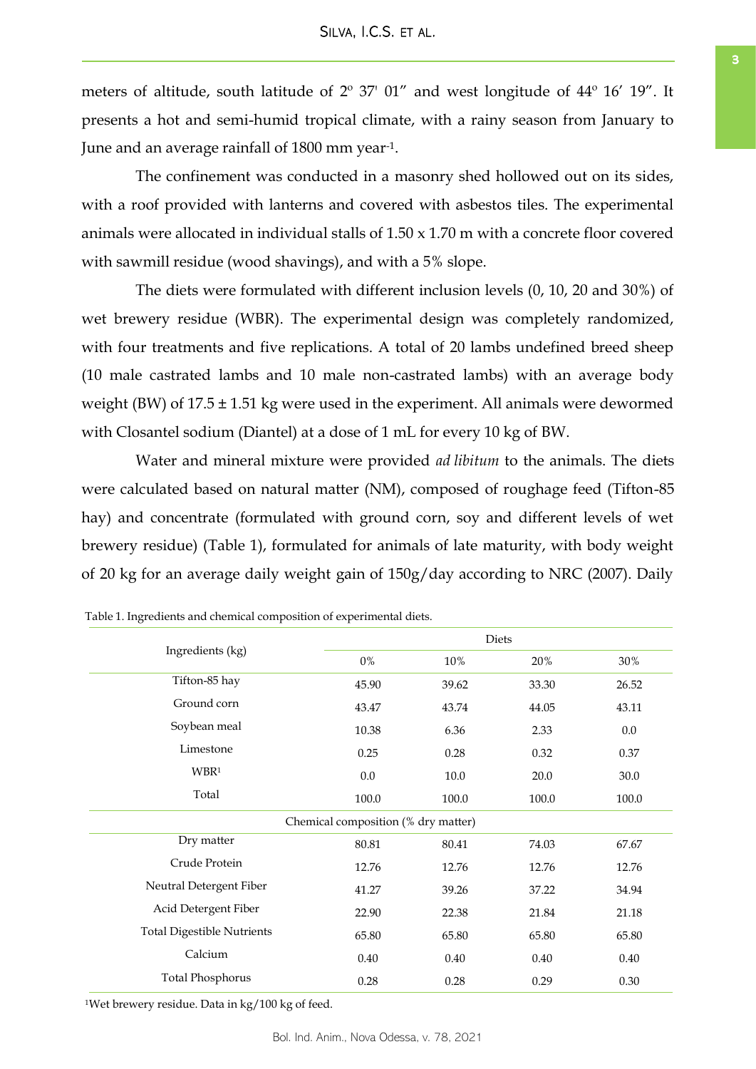meters of altitude, south latitude of 2º 37' 01" and west longitude of 44º 16' 19". It presents a hot and semi-humid tropical climate, with a rainy season from January to June and an average rainfall of 1800 mm year$^{-1}$.

The confinement was conducted in a masonry shed hollowed out on its sides, with a roof provided with lanterns and covered with asbestos tiles. The experimental animals were allocated in individual stalls of 1.50 x 1.70 m with a concrete floor covered with sawmill residue (wood shavings), and with a 5% slope.

The diets were formulated with different inclusion levels (0, 10, 20 and 30%) of wet brewery residue (WBR). The experimental design was completely randomized, with four treatments and five replications. A total of 20 lambs undefined breed sheep (10 male castrated lambs and 10 male non-castrated lambs) with an average body weight (BW) of 17.5 ± 1.51 kg were used in the experiment. All animals were dewormed with Closantel sodium (Diantel) at a dose of 1 mL for every 10 kg of BW.

Water and mineral mixture were provided *ad libitum* to the animals. The diets were calculated based on natural matter (NM), composed of roughage feed (Tifton-85 hay) and concentrate (formulated with ground corn, soy and different levels of wet brewery residue) (Table 1), formulated for animals of late maturity, with body weight of 20 kg for an average daily weight gain of 150g/day according to NRC (2007). Daily

Table 1. Ingredients and chemical composition of experimental diets.

| Ingredients (kg) | Diets | | | |
|---|---|---|---|---|
| | 0% | 10% | 20% | 30% |
| Tifton-85 hay | 45.90 | 39.62 | 33.30 | 26.52 |
| Ground corn | 43.47 | 43.74 | 44.05 | 43.11 |
| Soybean meal | 10.38 | 6.36 | 2.33 | 0.0 |
| Limestone | 0.25 | 0.28 | 0.32 | 0.37 |
| WBR[1] | 0.0 | 10.0 | 20.0 | 30.0 |
| Total | 100.0 | 100.0 | 100.0 | 100.0 |
| Chemical composition (% dry matter) | | | | |
| Dry matter | 80.81 | 80.41 | 74.03 | 67.67 |
| Crude Protein | 12.76 | 12.76 | 12.76 | 12.76 |
| Neutral Detergent Fiber | 41.27 | 39.26 | 37.22 | 34.94 |
| Acid Detergent Fiber | 22.90 | 22.38 | 21.84 | 21.18 |
| Total Digestible Nutrients | 65.80 | 65.80 | 65.80 | 65.80 |
| Calcium | 0.40 | 0.40 | 0.40 | 0.40 |
| Total Phosphorus | 0.28 | 0.28 | 0.29 | 0.30 |

[1]Wet brewery residue. Data in kg/100 kg of feed.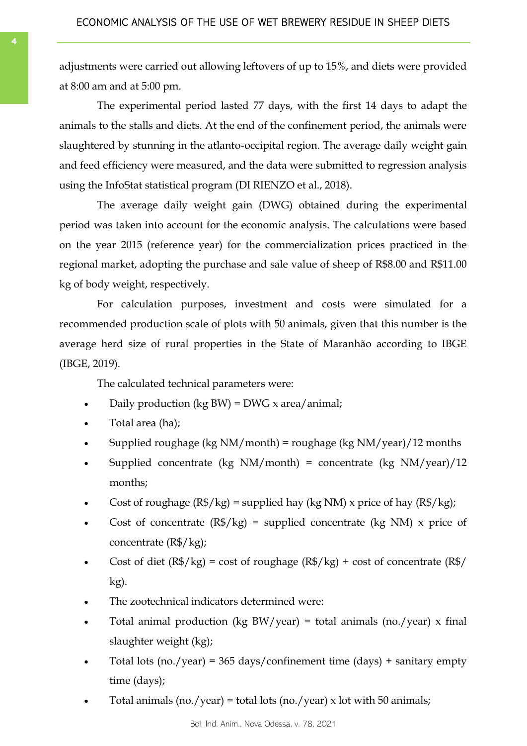adjustments were carried out allowing leftovers of up to 15%, and diets were provided at 8:00 am and at 5:00 pm.

The experimental period lasted 77 days, with the first 14 days to adapt the animals to the stalls and diets. At the end of the confinement period, the animals were slaughtered by stunning in the atlanto-occipital region. The average daily weight gain and feed efficiency were measured, and the data were submitted to regression analysis using the InfoStat statistical program (DI RIENZO et al., 2018).

The average daily weight gain (DWG) obtained during the experimental period was taken into account for the economic analysis. The calculations were based on the year 2015 (reference year) for the commercialization prices practiced in the regional market, adopting the purchase and sale value of sheep of R$8.00 and R$11.00 kg of body weight, respectively.

For calculation purposes, investment and costs were simulated for a recommended production scale of plots with 50 animals, given that this number is the average herd size of rural properties in the State of Maranhão according to IBGE (IBGE, 2019).

The calculated technical parameters were:

- Daily production (kg BW) = DWG x area/animal;
- Total area (ha);
- Supplied roughage (kg NM/month) = roughage (kg NM/year)/12 months
- Supplied concentrate (kg NM/month) = concentrate (kg NM/year)/12 months;
- Cost of roughage (R$/kg) = supplied hay (kg NM) x price of hay (R$/kg);
- Cost of concentrate (R$/kg) = supplied concentrate (kg NM) x price of concentrate (R$/kg);
- Cost of diet (R$/kg) = cost of roughage (R$/kg) + cost of concentrate (R$/kg).
- The zootechnical indicators determined were:
- Total animal production (kg BW/year) = total animals (no./year) x final slaughter weight (kg);
- Total lots (no./year) = 365 days/confinement time (days) + sanitary empty time (days);
- Total animals (no./year) = total lots (no./year) x lot with 50 animals;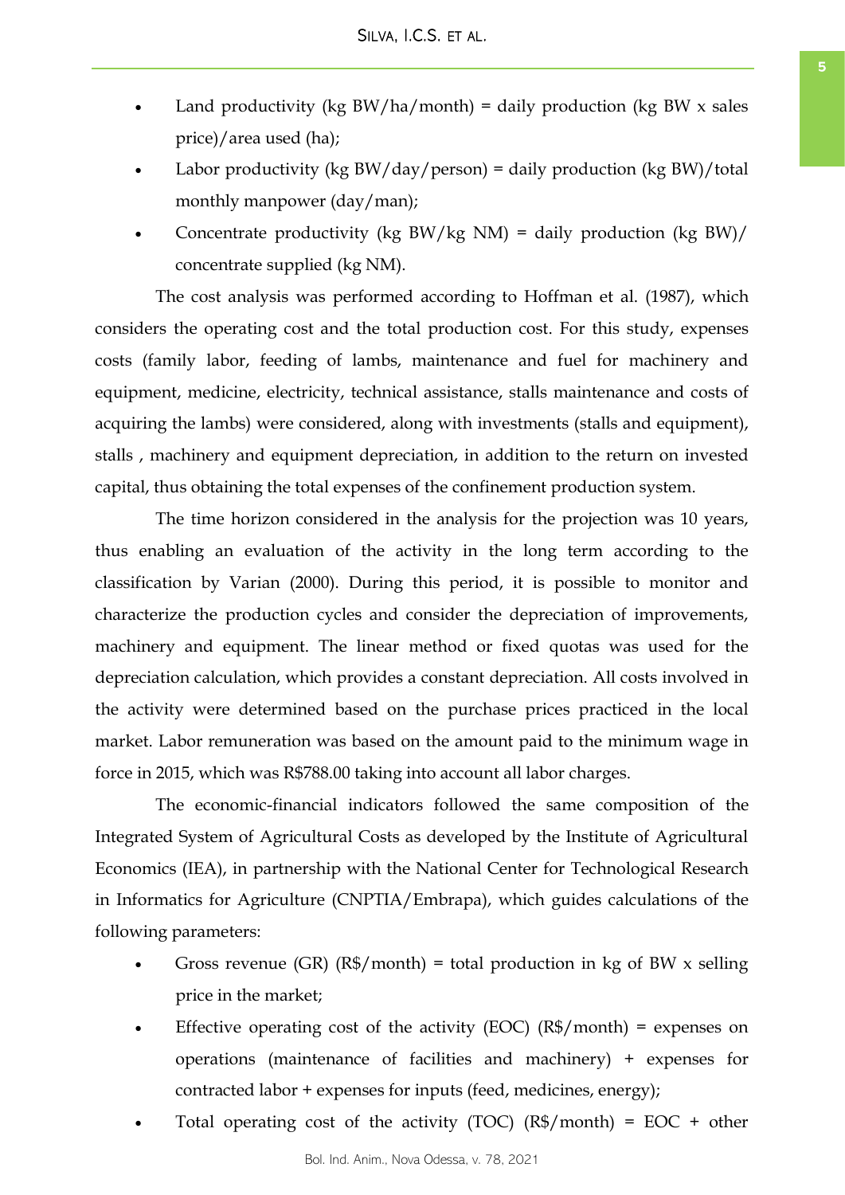- Land productivity (kg BW/ha/month) = daily production (kg BW x sales price)/area used (ha);
- Labor productivity (kg BW/day/person) = daily production (kg BW)/total monthly manpower (day/man);
- Concentrate productivity (kg BW/kg NM) = daily production (kg BW)/ concentrate supplied (kg NM).

The cost analysis was performed according to Hoffman et al. (1987), which considers the operating cost and the total production cost. For this study, expenses costs (family labor, feeding of lambs, maintenance and fuel for machinery and equipment, medicine, electricity, technical assistance, stalls maintenance and costs of acquiring the lambs) were considered, along with investments (stalls and equipment), stalls , machinery and equipment depreciation, in addition to the return on invested capital, thus obtaining the total expenses of the confinement production system.

The time horizon considered in the analysis for the projection was 10 years, thus enabling an evaluation of the activity in the long term according to the classification by Varian (2000). During this period, it is possible to monitor and characterize the production cycles and consider the depreciation of improvements, machinery and equipment. The linear method or fixed quotas was used for the depreciation calculation, which provides a constant depreciation. All costs involved in the activity were determined based on the purchase prices practiced in the local market. Labor remuneration was based on the amount paid to the minimum wage in force in 2015, which was R$788.00 taking into account all labor charges.

The economic-financial indicators followed the same composition of the Integrated System of Agricultural Costs as developed by the Institute of Agricultural Economics (IEA), in partnership with the National Center for Technological Research in Informatics for Agriculture (CNPTIA/Embrapa), which guides calculations of the following parameters:

- Gross revenue (GR) (R$/month) = total production in kg of BW x selling price in the market;
- Effective operating cost of the activity (EOC) (R$/month) = expenses on operations (maintenance of facilities and machinery) + expenses for contracted labor + expenses for inputs (feed, medicines, energy);
- Total operating cost of the activity (TOC) (R$/month) = EOC + other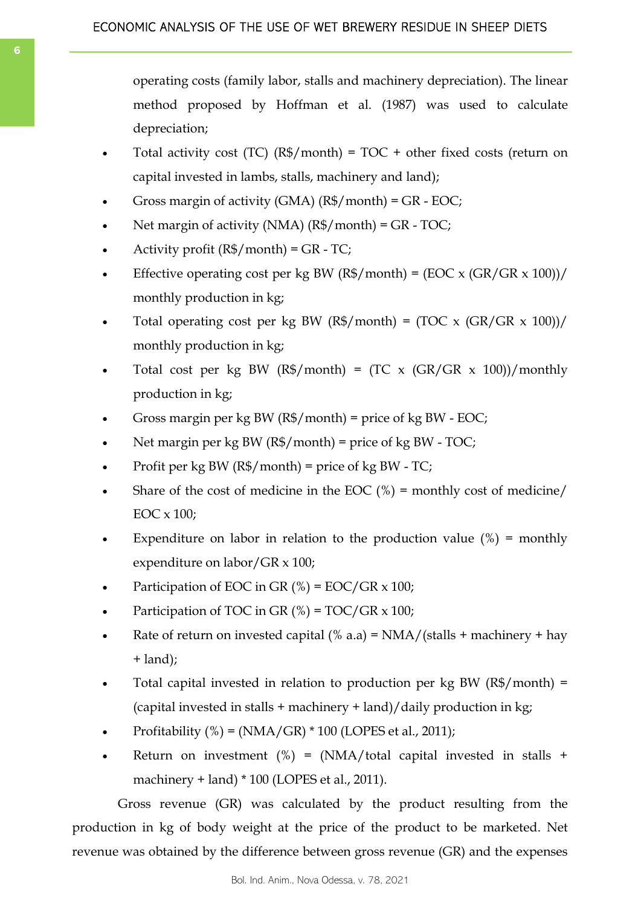operating costs (family labor, stalls and machinery depreciation). The linear method proposed by Hoffman et al. (1987) was used to calculate depreciation;

- Total activity cost (TC) (R$/month) = TOC + other fixed costs (return on capital invested in lambs, stalls, machinery and land);
- Gross margin of activity (GMA) (R$/month) = GR - EOC;
- Net margin of activity (NMA) (R$/month) = GR - TOC;
- Activity profit (R$/month) = GR - TC;
- Effective operating cost per kg BW (R$/month) = (EOC x (GR/GR x 100))/ monthly production in kg;
- Total operating cost per kg BW (R$/month) = (TOC x (GR/GR x 100))/ monthly production in kg;
- Total cost per kg BW (R$/month) = (TC x (GR/GR x 100))/monthly production in kg;
- Gross margin per kg BW (R$/month) = price of kg BW - EOC;
- Net margin per kg BW (R$/month) = price of kg BW - TOC;
- Profit per kg BW (R$/month) = price of kg BW - TC;
- Share of the cost of medicine in the EOC (%) = monthly cost of medicine/ EOC x 100;
- Expenditure on labor in relation to the production value (%) = monthly expenditure on labor/GR x 100;
- Participation of EOC in GR (%) = EOC/GR x 100;
- Participation of TOC in GR (%) = TOC/GR x 100;
- Rate of return on invested capital (% a.a) = NMA/(stalls + machinery + hay + land);
- Total capital invested in relation to production per kg BW (R$/month) = (capital invested in stalls + machinery + land)/daily production in kg;
- Profitability (%) = (NMA/GR) * 100 (LOPES et al., 2011);
- Return on investment (%) = (NMA/total capital invested in stalls + machinery + land) * 100 (LOPES et al., 2011).

Gross revenue (GR) was calculated by the product resulting from the production in kg of body weight at the price of the product to be marketed. Net revenue was obtained by the difference between gross revenue (GR) and the expenses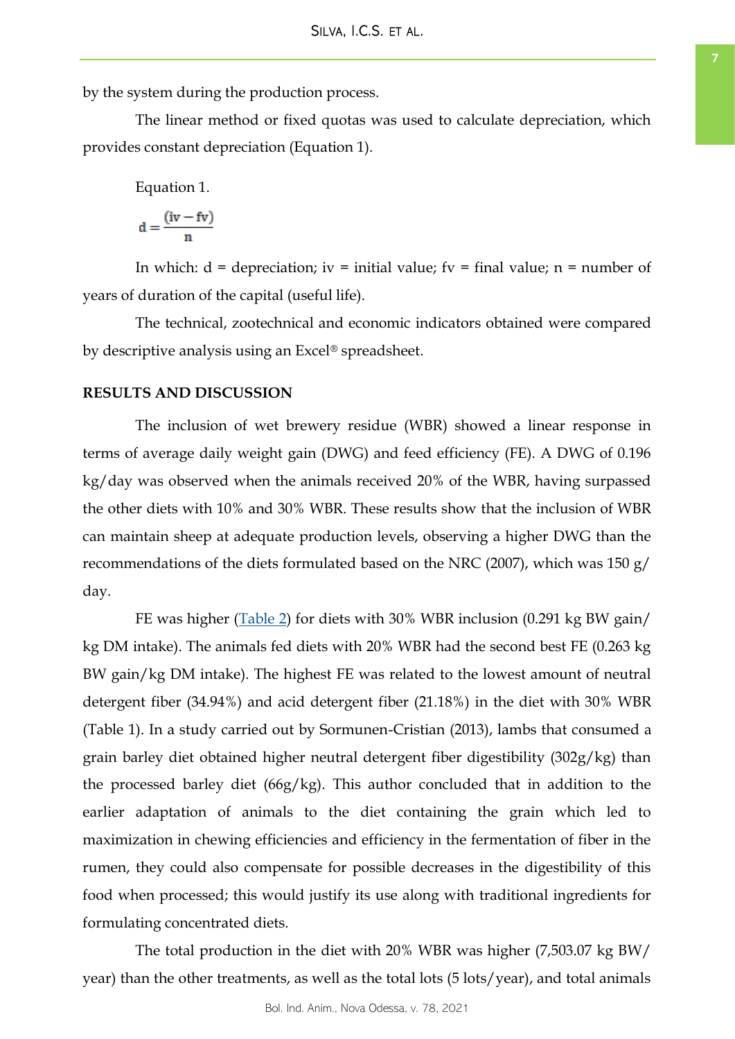by the system during the production process.

The linear method or fixed quotas was used to calculate depreciation, which provides constant depreciation (Equation 1).

Equation 1.

$$d = \frac{(iv - fv)}{n}$$

In which: d = depreciation; iv = initial value; fv = final value; n = number of years of duration of the capital (useful life).

The technical, zootechnical and economic indicators obtained were compared by descriptive analysis using an Excel® spreadsheet.

## RESULTS AND DISCUSSION

The inclusion of wet brewery residue (WBR) showed a linear response in terms of average daily weight gain (DWG) and feed efficiency (FE). A DWG of 0.196 kg/day was observed when the animals received 20% of the WBR, having surpassed the other diets with 10% and 30% WBR. These results show that the inclusion of WBR can maintain sheep at adequate production levels, observing a higher DWG than the recommendations of the diets formulated based on the NRC (2007), which was 150 g/day.

FE was higher (Table 2) for diets with 30% WBR inclusion (0.291 kg BW gain/kg DM intake). The animals fed diets with 20% WBR had the second best FE (0.263 kg BW gain/kg DM intake). The highest FE was related to the lowest amount of neutral detergent fiber (34.94%) and acid detergent fiber (21.18%) in the diet with 30% WBR (Table 1). In a study carried out by Sormunen-Cristian (2013), lambs that consumed a grain barley diet obtained higher neutral detergent fiber digestibility (302g/kg) than the processed barley diet (66g/kg). This author concluded that in addition to the earlier adaptation of animals to the diet containing the grain which led to maximization in chewing efficiencies and efficiency in the fermentation of fiber in the rumen, they could also compensate for possible decreases in the digestibility of this food when processed; this would justify its use along with traditional ingredients for formulating concentrated diets.

The total production in the diet with 20% WBR was higher (7,503.07 kg BW/year) than the other treatments, as well as the total lots (5 lots/year), and total animals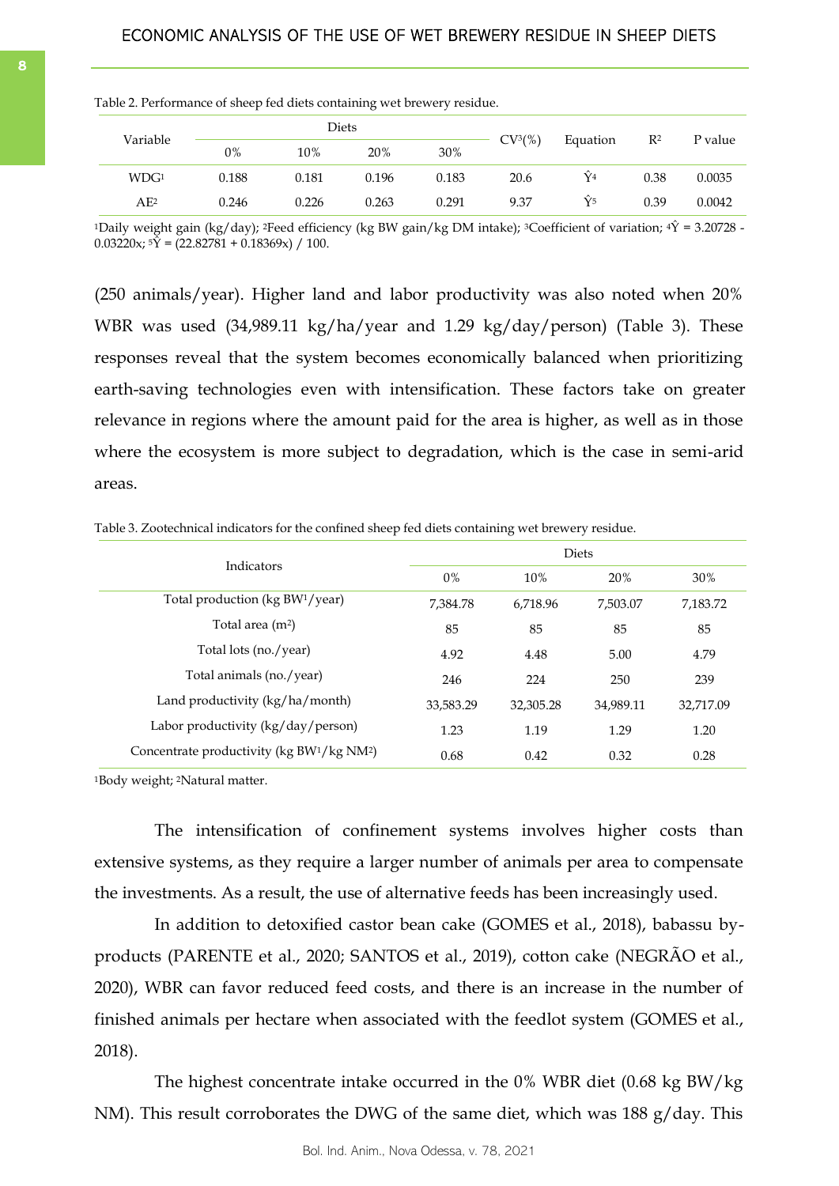Table 2. Performance of sheep fed diets containing wet brewery residue.

| Variable | Diets | | | | $CV^3$(%) | Equation | $R^2$ | P value |
|---|---|---|---|---|---|---|---|---|
| | 0% | 10% | 20% | 30% | | | | |
| WDG[1] | 0.188 | 0.181 | 0.196 | 0.183 | 20.6 | $\hat{Y}^4$ | 0.38 | 0.0035 |
| AE[2] | 0.246 | 0.226 | 0.263 | 0.291 | 9.37 | $\hat{Y}^5$ | 0.39 | 0.0042 |

[1]Daily weight gain (kg/day); [2]Feed efficiency (kg BW gain/kg DM intake); [3]Coefficient of variation; $^4\hat{Y} = 3.20728 - 0.03220x$; $^5\hat{Y} = (22.82781 + 0.18369x) / 100$.

(250 animals/year). Higher land and labor productivity was also noted when 20% WBR was used (34,989.11 kg/ha/year and 1.29 kg/day/person) (Table 3). These responses reveal that the system becomes economically balanced when prioritizing earth-saving technologies even with intensification. These factors take on greater relevance in regions where the amount paid for the area is higher, as well as in those where the ecosystem is more subject to degradation, which is the case in semi-arid areas.

Table 3. Zootechnical indicators for the confined sheep fed diets containing wet brewery residue.

| Indicators | Diets | | | |
|---|---|---|---|---|
| | 0% | 10% | 20% | 30% |
| Total production (kg BW[1]/year) | 7,384.78 | 6,718.96 | 7,503.07 | 7,183.72 |
| Total area ($m^2$) | 85 | 85 | 85 | 85 |
| Total lots (no./year) | 4.92 | 4.48 | 5.00 | 4.79 |
| Total animals (no./year) | 246 | 224 | 250 | 239 |
| Land productivity (kg/ha/month) | 33,583.29 | 32,305.28 | 34,989.11 | 32,717.09 |
| Labor productivity (kg/day/person) | 1.23 | 1.19 | 1.29 | 1.20 |
| Concentrate productivity (kg BW[1]/kg NM[2]) | 0.68 | 0.42 | 0.32 | 0.28 |

[1]Body weight; [2]Natural matter.

The intensification of confinement systems involves higher costs than extensive systems, as they require a larger number of animals per area to compensate the investments. As a result, the use of alternative feeds has been increasingly used.

In addition to detoxified castor bean cake (GOMES et al., 2018), babassu by-products (PARENTE et al., 2020; SANTOS et al., 2019), cotton cake (NEGRÃO et al., 2020), WBR can favor reduced feed costs, and there is an increase in the number of finished animals per hectare when associated with the feedlot system (GOMES et al., 2018).

The highest concentrate intake occurred in the 0% WBR diet (0.68 kg BW/kg NM). This result corroborates the DWG of the same diet, which was 188 g/day. This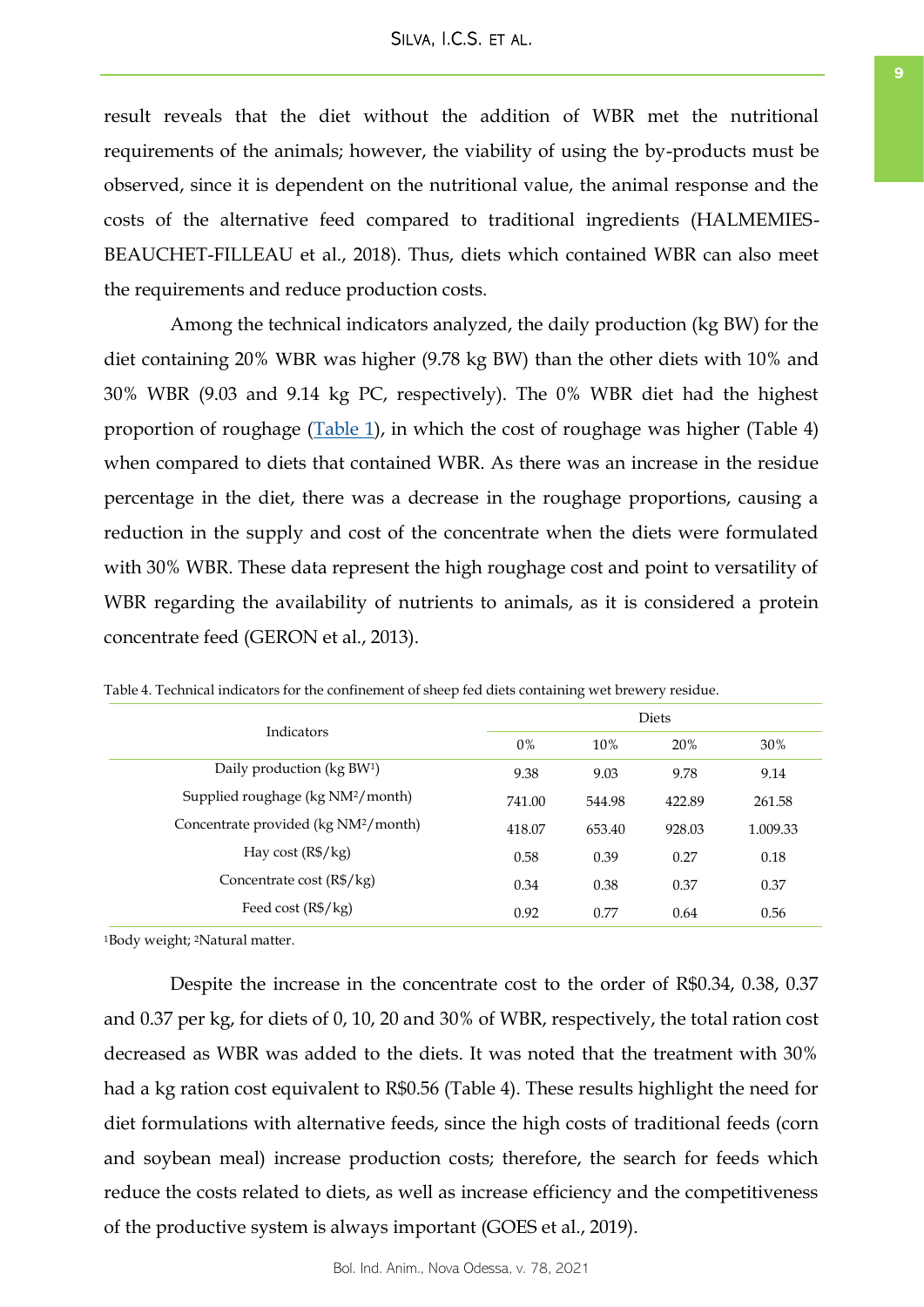result reveals that the diet without the addition of WBR met the nutritional requirements of the animals; however, the viability of using the by-products must be observed, since it is dependent on the nutritional value, the animal response and the costs of the alternative feed compared to traditional ingredients (HALMEMIES-BEAUCHET-FILLEAU et al., 2018). Thus, diets which contained WBR can also meet the requirements and reduce production costs.

Among the technical indicators analyzed, the daily production (kg BW) for the diet containing 20% WBR was higher (9.78 kg BW) than the other diets with 10% and 30% WBR (9.03 and 9.14 kg PC, respectively). The 0% WBR diet had the highest proportion of roughage (Table 1), in which the cost of roughage was higher (Table 4) when compared to diets that contained WBR. As there was an increase in the residue percentage in the diet, there was a decrease in the roughage proportions, causing a reduction in the supply and cost of the concentrate when the diets were formulated with 30% WBR. These data represent the high roughage cost and point to versatility of WBR regarding the availability of nutrients to animals, as it is considered a protein concentrate feed (GERON et al., 2013).

Table 4. Technical indicators for the confinement of sheep fed diets containing wet brewery residue.

| Indicators | Diets | | | |
|---|---|---|---|---|
| | 0% | 10% | 20% | 30% |
| Daily production (kg BW[1]) | 9.38 | 9.03 | 9.78 | 9.14 |
| Supplied roughage (kg NM[2]/month) | 741.00 | 544.98 | 422.89 | 261.58 |
| Concentrate provided (kg NM[2]/month) | 418.07 | 653.40 | 928.03 | 1.009.33 |
| Hay cost (R$/kg) | 0.58 | 0.39 | 0.27 | 0.18 |
| Concentrate cost (R$/kg) | 0.34 | 0.38 | 0.37 | 0.37 |
| Feed cost (R$/kg) | 0.92 | 0.77 | 0.64 | 0.56 |

[1]Body weight; [2]Natural matter.

Despite the increase in the concentrate cost to the order of R$0.34, 0.38, 0.37 and 0.37 per kg, for diets of 0, 10, 20 and 30% of WBR, respectively, the total ration cost decreased as WBR was added to the diets. It was noted that the treatment with 30% had a kg ration cost equivalent to R$0.56 (Table 4). These results highlight the need for diet formulations with alternative feeds, since the high costs of traditional feeds (corn and soybean meal) increase production costs; therefore, the search for feeds which reduce the costs related to diets, as well as increase efficiency and the competitiveness of the productive system is always important (GOES et al., 2019).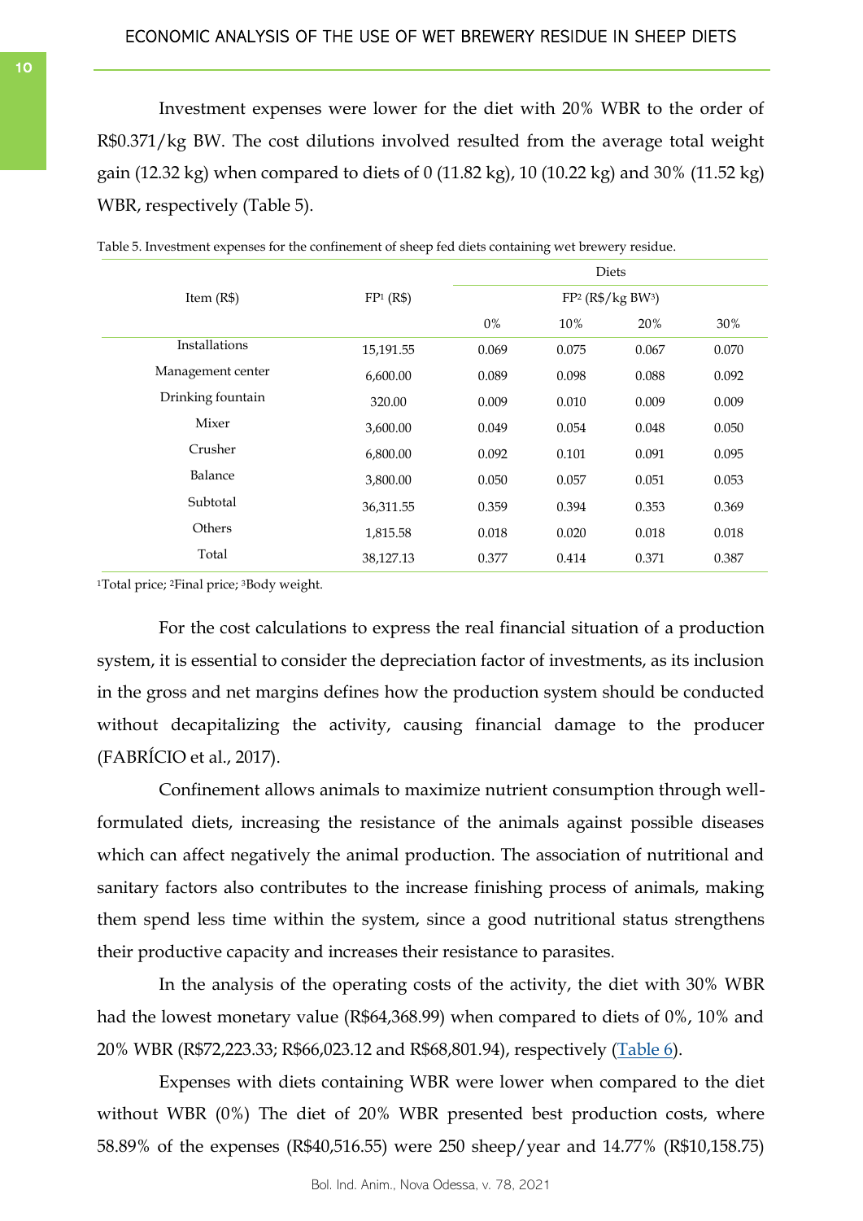Investment expenses were lower for the diet with 20% WBR to the order of R$0.371/kg BW. The cost dilutions involved resulted from the average total weight gain (12.32 kg) when compared to diets of 0 (11.82 kg), 10 (10.22 kg) and 30% (11.52 kg) WBR, respectively (Table 5).

Table 5. Investment expenses for the confinement of sheep fed diets containing wet brewery residue.

| Item (R$) | FP[1] (R$) | Diets | | | |
|---|---|---|---|---|---|
| | | FP[2] (R$/kg BW[3]) | | | |
| | | 0% | 10% | 20% | 30% |
| Installations | 15,191.55 | 0.069 | 0.075 | 0.067 | 0.070 |
| Management center | 6,600.00 | 0.089 | 0.098 | 0.088 | 0.092 |
| Drinking fountain | 320.00 | 0.009 | 0.010 | 0.009 | 0.009 |
| Mixer | 3,600.00 | 0.049 | 0.054 | 0.048 | 0.050 |
| Crusher | 6,800.00 | 0.092 | 0.101 | 0.091 | 0.095 |
| Balance | 3,800.00 | 0.050 | 0.057 | 0.051 | 0.053 |
| Subtotal | 36,311.55 | 0.359 | 0.394 | 0.353 | 0.369 |
| Others | 1,815.58 | 0.018 | 0.020 | 0.018 | 0.018 |
| Total | 38,127.13 | 0.377 | 0.414 | 0.371 | 0.387 |

[1]Total price; [2]Final price; [3]Body weight.

For the cost calculations to express the real financial situation of a production system, it is essential to consider the depreciation factor of investments, as its inclusion in the gross and net margins defines how the production system should be conducted without decapitalizing the activity, causing financial damage to the producer (FABRÍCIO et al., 2017).

Confinement allows animals to maximize nutrient consumption through well-formulated diets, increasing the resistance of the animals against possible diseases which can affect negatively the animal production. The association of nutritional and sanitary factors also contributes to the increase finishing process of animals, making them spend less time within the system, since a good nutritional status strengthens their productive capacity and increases their resistance to parasites.

In the analysis of the operating costs of the activity, the diet with 30% WBR had the lowest monetary value (R$64,368.99) when compared to diets of 0%, 10% and 20% WBR (R$72,223.33; R$66,023.12 and R$68,801.94), respectively (Table 6).

Expenses with diets containing WBR were lower when compared to the diet without WBR (0%) The diet of 20% WBR presented best production costs, where 58.89% of the expenses (R$40,516.55) were 250 sheep/year and 14.77% (R$10,158.75)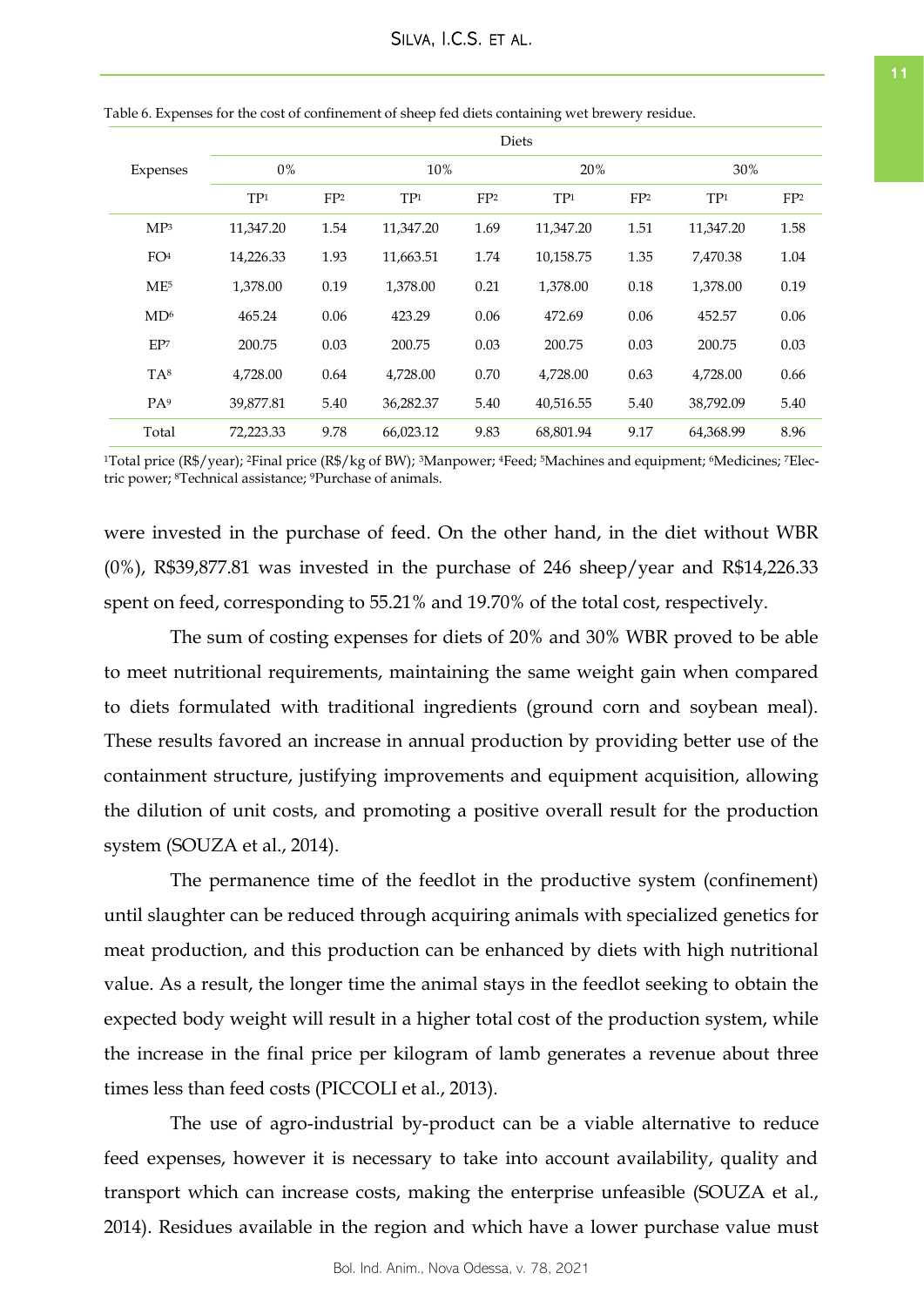Table 6. Expenses for the cost of confinement of sheep fed diets containing wet brewery residue.

| Expenses | Diets | | | | | | | |
|---|---|---|---|---|---|---|---|---|
| | 0% | | 10% | | 20% | | 30% | |
| | TP[1] | FP[2] | TP[1] | FP[2] | TP[1] | FP[2] | TP[1] | FP[2] |
| MP[3] | 11,347.20 | 1.54 | 11,347.20 | 1.69 | 11,347.20 | 1.51 | 11,347.20 | 1.58 |
| FO[4] | 14,226.33 | 1.93 | 11,663.51 | 1.74 | 10,158.75 | 1.35 | 7,470.38 | 1.04 |
| ME[5] | 1,378.00 | 0.19 | 1,378.00 | 0.21 | 1,378.00 | 0.18 | 1,378.00 | 0.19 |
| MD[6] | 465.24 | 0.06 | 423.29 | 0.06 | 472.69 | 0.06 | 452.57 | 0.06 |
| EP[7] | 200.75 | 0.03 | 200.75 | 0.03 | 200.75 | 0.03 | 200.75 | 0.03 |
| TA[8] | 4,728.00 | 0.64 | 4,728.00 | 0.70 | 4,728.00 | 0.63 | 4,728.00 | 0.66 |
| PA[9] | 39,877.81 | 5.40 | 36,282.37 | 5.40 | 40,516.55 | 5.40 | 38,792.09 | 5.40 |
| Total | 72,223.33 | 9.78 | 66,023.12 | 9.83 | 68,801.94 | 9.17 | 64,368.99 | 8.96 |

[1]Total price (R$/year); [2]Final price (R$/kg of BW); [3]Manpower; [4]Feed; [5]Machines and equipment; [6]Medicines; [7]Electric power; [8]Technical assistance; [9]Purchase of animals.

were invested in the purchase of feed. On the other hand, in the diet without WBR (0%), R$39,877.81 was invested in the purchase of 246 sheep/year and R$14,226.33 spent on feed, corresponding to 55.21% and 19.70% of the total cost, respectively.

The sum of costing expenses for diets of 20% and 30% WBR proved to be able to meet nutritional requirements, maintaining the same weight gain when compared to diets formulated with traditional ingredients (ground corn and soybean meal). These results favored an increase in annual production by providing better use of the containment structure, justifying improvements and equipment acquisition, allowing the dilution of unit costs, and promoting a positive overall result for the production system (SOUZA et al., 2014).

The permanence time of the feedlot in the productive system (confinement) until slaughter can be reduced through acquiring animals with specialized genetics for meat production, and this production can be enhanced by diets with high nutritional value. As a result, the longer time the animal stays in the feedlot seeking to obtain the expected body weight will result in a higher total cost of the production system, while the increase in the final price per kilogram of lamb generates a revenue about three times less than feed costs (PICCOLI et al., 2013).

The use of agro-industrial by-product can be a viable alternative to reduce feed expenses, however it is necessary to take into account availability, quality and transport which can increase costs, making the enterprise unfeasible (SOUZA et al., 2014). Residues available in the region and which have a lower purchase value must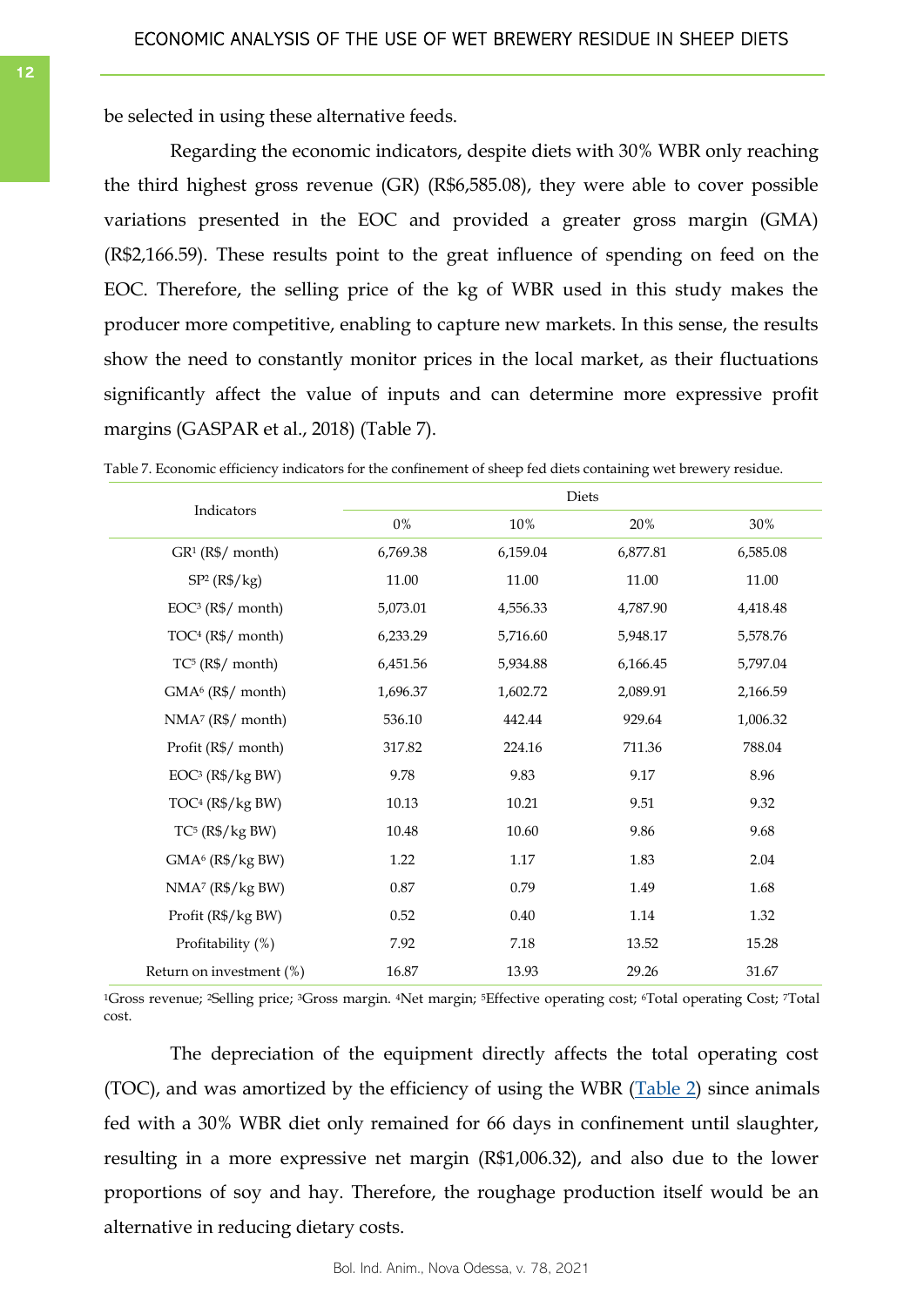be selected in using these alternative feeds.

Regarding the economic indicators, despite diets with 30% WBR only reaching the third highest gross revenue (GR) (R$6,585.08), they were able to cover possible variations presented in the EOC and provided a greater gross margin (GMA) (R$2,166.59). These results point to the great influence of spending on feed on the EOC. Therefore, the selling price of the kg of WBR used in this study makes the producer more competitive, enabling to capture new markets. In this sense, the results show the need to constantly monitor prices in the local market, as their fluctuations significantly affect the value of inputs and can determine more expressive profit margins (GASPAR et al., 2018) (Table 7).

Table 7. Economic efficiency indicators for the confinement of sheep fed diets containing wet brewery residue.

| Indicators | Diets | | | |
|---|---|---|---|---|
| | 0% | 10% | 20% | 30% |
| GR[1] (R$/ month) | 6,769.38 | 6,159.04 | 6,877.81 | 6,585.08 |
| SP[2] (R$/kg) | 11.00 | 11.00 | 11.00 | 11.00 |
| EOC[3] (R$/ month) | 5,073.01 | 4,556.33 | 4,787.90 | 4,418.48 |
| TOC[4] (R$/ month) | 6,233.29 | 5,716.60 | 5,948.17 | 5,578.76 |
| TC[5] (R$/ month) | 6,451.56 | 5,934.88 | 6,166.45 | 5,797.04 |
| GMA[6] (R$/ month) | 1,696.37 | 1,602.72 | 2,089.91 | 2,166.59 |
| NMA[7] (R$/ month) | 536.10 | 442.44 | 929.64 | 1,006.32 |
| Profit (R$/ month) | 317.82 | 224.16 | 711.36 | 788.04 |
| EOC[3] (R$/kg BW) | 9.78 | 9.83 | 9.17 | 8.96 |
| TOC[4] (R$/kg BW) | 10.13 | 10.21 | 9.51 | 9.32 |
| TC[5] (R$/kg BW) | 10.48 | 10.60 | 9.86 | 9.68 |
| GMA[6] (R$/kg BW) | 1.22 | 1.17 | 1.83 | 2.04 |
| NMA[7] (R$/kg BW) | 0.87 | 0.79 | 1.49 | 1.68 |
| Profit (R$/kg BW) | 0.52 | 0.40 | 1.14 | 1.32 |
| Profitability (%) | 7.92 | 7.18 | 13.52 | 15.28 |
| Return on investment (%) | 16.87 | 13.93 | 29.26 | 31.67 |

[1]Gross revenue; [2]Selling price; [3]Gross margin. [4]Net margin; [5]Effective operating cost; [6]Total operating Cost; [7]Total cost.

The depreciation of the equipment directly affects the total operating cost (TOC), and was amortized by the efficiency of using the WBR (Table 2) since animals fed with a 30% WBR diet only remained for 66 days in confinement until slaughter, resulting in a more expressive net margin (R$1,006.32), and also due to the lower proportions of soy and hay. Therefore, the roughage production itself would be an alternative in reducing dietary costs.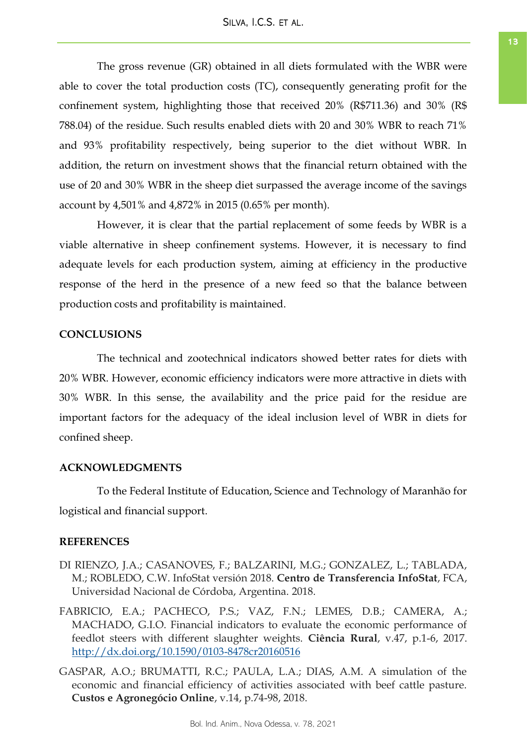The gross revenue (GR) obtained in all diets formulated with the WBR were able to cover the total production costs (TC), consequently generating profit for the confinement system, highlighting those that received 20% (R$711.36) and 30% (R$ 788.04) of the residue. Such results enabled diets with 20 and 30% WBR to reach 71% and 93% profitability respectively, being superior to the diet without WBR. In addition, the return on investment shows that the financial return obtained with the use of 20 and 30% WBR in the sheep diet surpassed the average income of the savings account by 4,501% and 4,872% in 2015 (0.65% per month).

However, it is clear that the partial replacement of some feeds by WBR is a viable alternative in sheep confinement systems. However, it is necessary to find adequate levels for each production system, aiming at efficiency in the productive response of the herd in the presence of a new feed so that the balance between production costs and profitability is maintained.

## CONCLUSIONS

The technical and zootechnical indicators showed better rates for diets with 20% WBR. However, economic efficiency indicators were more attractive in diets with 30% WBR. In this sense, the availability and the price paid for the residue are important factors for the adequacy of the ideal inclusion level of WBR in diets for confined sheep.

## ACKNOWLEDGMENTS

To the Federal Institute of Education, Science and Technology of Maranhão for logistical and financial support.

## REFERENCES

DI RIENZO, J.A.; CASANOVES, F.; BALZARINI, M.G.; GONZALEZ, L.; TABLADA, M.; ROBLEDO, C.W. InfoStat versión 2018. **Centro de Transferencia InfoStat**, FCA, Universidad Nacional de Córdoba, Argentina. 2018.

FABRICIO, E.A.; PACHECO, P.S.; VAZ, F.N.; LEMES, D.B.; CAMERA, A.; MACHADO, G.I.O. Financial indicators to evaluate the economic performance of feedlot steers with different slaughter weights. **Ciência Rural**, v.47, p.1-6, 2017. http://dx.doi.org/10.1590/0103-8478cr20160516

GASPAR, A.O.; BRUMATTI, R.C.; PAULA, L.A.; DIAS, A.M. A simulation of the economic and financial efficiency of activities associated with beef cattle pasture. **Custos e Agronegócio Online**, v.14, p.74-98, 2018.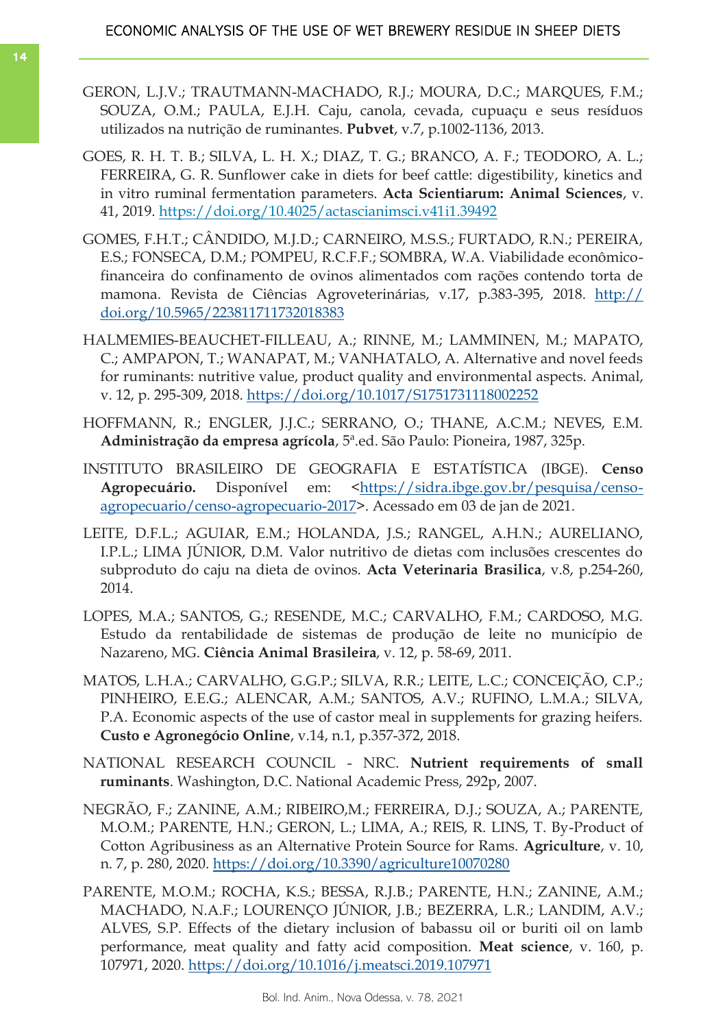GERON, L.J.V.; TRAUTMANN-MACHADO, R.J.; MOURA, D.C.; MARQUES, F.M.; SOUZA, O.M.; PAULA, E.J.H. Caju, canola, cevada, cupuaçu e seus resíduos utilizados na nutrição de ruminantes. **Pubvet**, v.7, p.1002-1136, 2013.

GOES, R. H. T. B.; SILVA, L. H. X.; DIAZ, T. G.; BRANCO, A. F.; TEODORO, A. L.; FERREIRA, G. R. Sunflower cake in diets for beef cattle: digestibility, kinetics and in vitro ruminal fermentation parameters. **Acta Scientiarum: Animal Sciences**, v. 41, 2019. https://doi.org/10.4025/actascianimsci.v41i1.39492

GOMES, F.H.T.; CÂNDIDO, M.J.D.; CARNEIRO, M.S.S.; FURTADO, R.N.; PEREIRA, E.S.; FONSECA, D.M.; POMPEU, R.C.F.F.; SOMBRA, W.A. Viabilidade econômico-financeira do confinamento de ovinos alimentados com rações contendo torta de mamona. Revista de Ciências Agroveterinárias, v.17, p.383-395, 2018. http://doi.org/10.5965/223811711732018383

HALMEMIES-BEAUCHET-FILLEAU, A.; RINNE, M.; LAMMINEN, M.; MAPATO, C.; AMPAPON, T.; WANAPAT, M.; VANHATALO, A. Alternative and novel feeds for ruminants: nutritive value, product quality and environmental aspects. Animal, v. 12, p. 295-309, 2018. https://doi.org/10.1017/S1751731118002252

HOFFMANN, R.; ENGLER, J.J.C.; SERRANO, O.; THANE, A.C.M.; NEVES, E.M. **Administração da empresa agrícola**, 5ª.ed. São Paulo: Pioneira, 1987, 325p.

INSTITUTO BRASILEIRO DE GEOGRAFIA E ESTATÍSTICA (IBGE). **Censo Agropecuário.** Disponível em: <https://sidra.ibge.gov.br/pesquisa/censo-agropecuario/censo-agropecuario-2017>. Acessado em 03 de jan de 2021.

LEITE, D.F.L.; AGUIAR, E.M.; HOLANDA, J.S.; RANGEL, A.H.N.; AURELIANO, I.P.L.; LIMA JÚNIOR, D.M. Valor nutritivo de dietas com inclusões crescentes do subproduto do caju na dieta de ovinos. **Acta Veterinaria Brasilica**, v.8, p.254-260, 2014.

LOPES, M.A.; SANTOS, G.; RESENDE, M.C.; CARVALHO, F.M.; CARDOSO, M.G. Estudo da rentabilidade de sistemas de produção de leite no município de Nazareno, MG. **Ciência Animal Brasileira**, v. 12, p. 58-69, 2011.

MATOS, L.H.A.; CARVALHO, G.G.P.; SILVA, R.R.; LEITE, L.C.; CONCEIÇÃO, C.P.; PINHEIRO, E.E.G.; ALENCAR, A.M.; SANTOS, A.V.; RUFINO, L.M.A.; SILVA, P.A. Economic aspects of the use of castor meal in supplements for grazing heifers. **Custo e Agronegócio Online**, v.14, n.1, p.357-372, 2018.

NATIONAL RESEARCH COUNCIL - NRC. **Nutrient requirements of small ruminants**. Washington, D.C. National Academic Press, 292p, 2007.

NEGRÃO, F.; ZANINE, A.M.; RIBEIRO,M.; FERREIRA, D.J.; SOUZA, A.; PARENTE, M.O.M.; PARENTE, H.N.; GERON, L.; LIMA, A.; REIS, R. LINS, T. By-Product of Cotton Agribusiness as an Alternative Protein Source for Rams. **Agriculture**, v. 10, n. 7, p. 280, 2020. https://doi.org/10.3390/agriculture10070280

PARENTE, M.O.M.; ROCHA, K.S.; BESSA, R.J.B.; PARENTE, H.N.; ZANINE, A.M.; MACHADO, N.A.F.; LOURENÇO JÚNIOR, J.B.; BEZERRA, L.R.; LANDIM, A.V.; ALVES, S.P. Effects of the dietary inclusion of babassu oil or buriti oil on lamb performance, meat quality and fatty acid composition. **Meat science**, v. 160, p. 107971, 2020. https://doi.org/10.1016/j.meatsci.2019.107971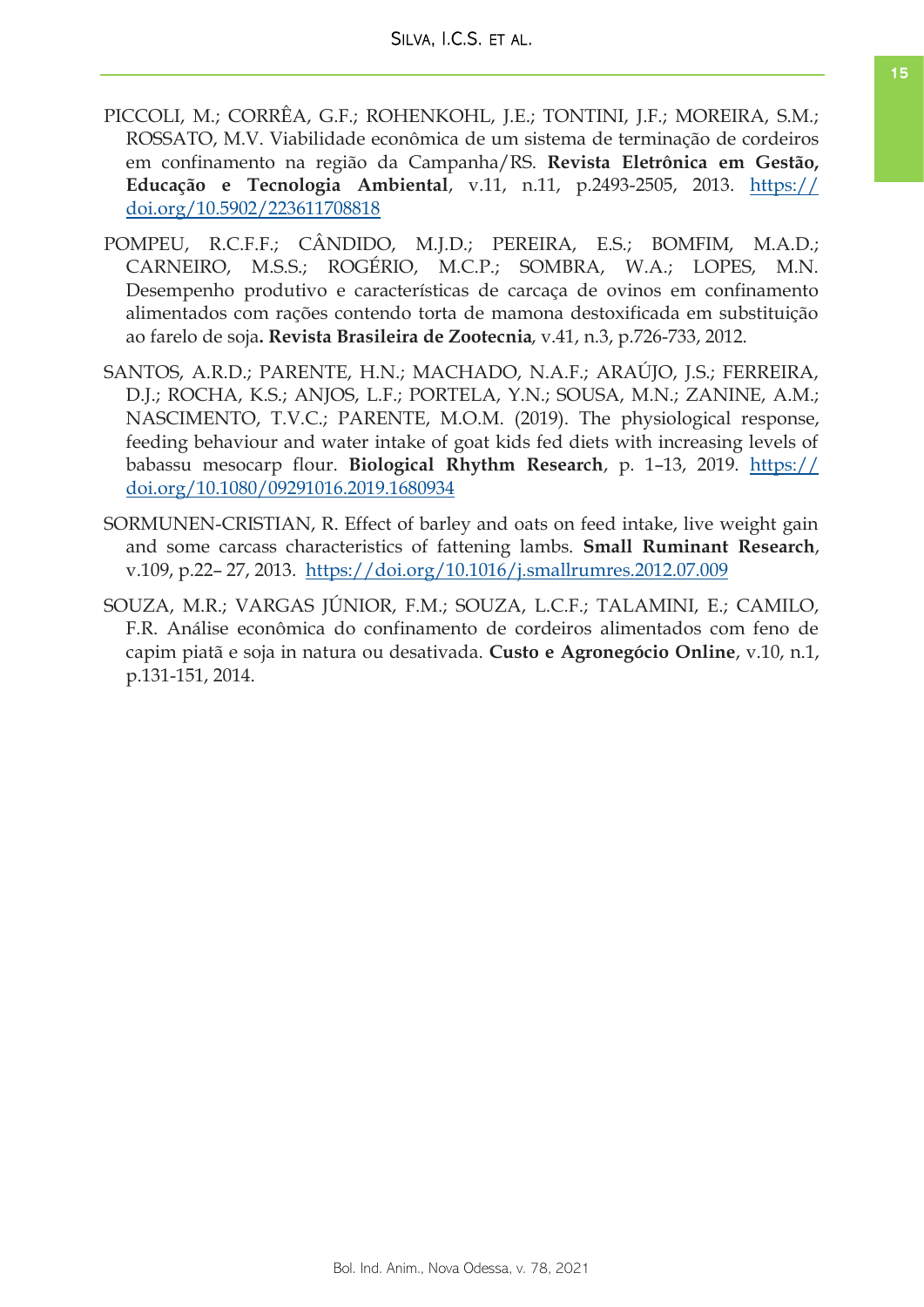PICCOLI, M.; CORRÊA, G.F.; ROHENKOHL, J.E.; TONTINI, J.F.; MOREIRA, S.M.; ROSSATO, M.V. Viabilidade econômica de um sistema de terminação de cordeiros em confinamento na região da Campanha/RS. **Revista Eletrônica em Gestão, Educação e Tecnologia Ambiental**, v.11, n.11, p.2493-2505, 2013. https://doi.org/10.5902/223611708818

POMPEU, R.C.F.F.; CÂNDIDO, M.J.D.; PEREIRA, E.S.; BOMFIM, M.A.D.; CARNEIRO, M.S.S.; ROGÉRIO, M.C.P.; SOMBRA, W.A.; LOPES, M.N. Desempenho produtivo e características de carcaça de ovinos em confinamento alimentados com rações contendo torta de mamona destoxificada em substituição ao farelo de soja**. Revista Brasileira de Zootecnia**, v.41, n.3, p.726-733, 2012.

SANTOS, A.R.D.; PARENTE, H.N.; MACHADO, N.A.F.; ARAÚJO, J.S.; FERREIRA, D.J.; ROCHA, K.S.; ANJOS, L.F.; PORTELA, Y.N.; SOUSA, M.N.; ZANINE, A.M.; NASCIMENTO, T.V.C.; PARENTE, M.O.M. (2019). The physiological response, feeding behaviour and water intake of goat kids fed diets with increasing levels of babassu mesocarp flour. **Biological Rhythm Research**, p. 1–13, 2019. https://doi.org/10.1080/09291016.2019.1680934

SORMUNEN-CRISTIAN, R. Effect of barley and oats on feed intake, live weight gain and some carcass characteristics of fattening lambs. **Small Ruminant Research**, v.109, p.22– 27, 2013. https://doi.org/10.1016/j.smallrumres.2012.07.009

SOUZA, M.R.; VARGAS JÚNIOR, F.M.; SOUZA, L.C.F.; TALAMINI, E.; CAMILO, F.R. Análise econômica do confinamento de cordeiros alimentados com feno de capim piatã e soja in natura ou desativada. **Custo e Agronegócio Online**, v.10, n.1, p.131-151, 2014.